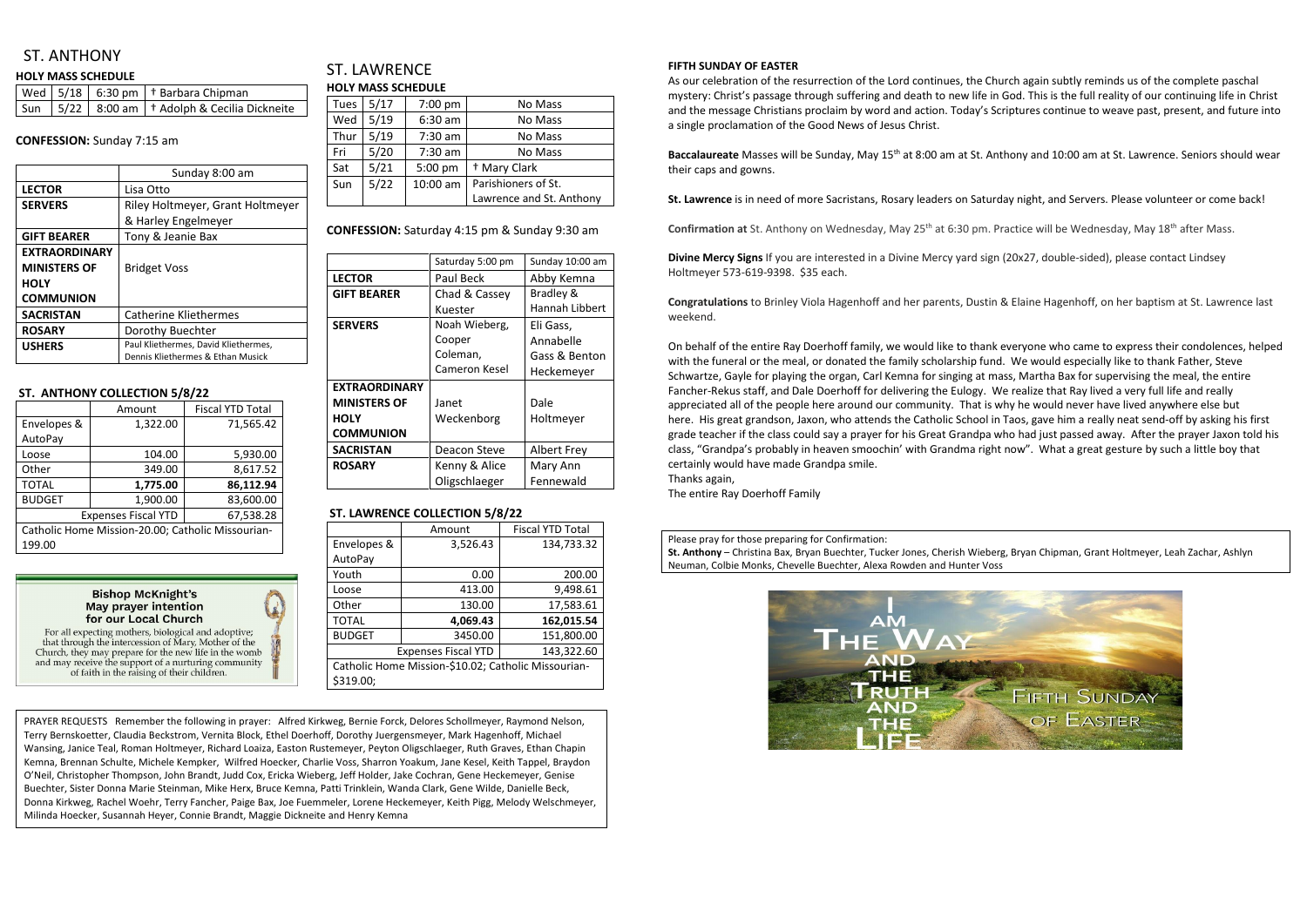# ST. ANTHONY

## HOLY MASS SCHEDULE

| | | | |
|---|---|---|---|
| Wed | 5/18 | 6:30 pm | † Barbara Chipman |
| Sun | 5/22 | 8:00 am | † Adolph & Cecilia Dickneite |

**CONFESSION:** Sunday 7:15 am

| | Sunday 8:00 am |
|---|---|
| **LECTOR** | Lisa Otto |
| **SERVERS** | Riley Holtmeyer, Grant Holtmeyer & Harley Engelmeyer |
| **GIFT BEARER** | Tony & Jeanie Bax |
| **EXTRAORDINARY MINISTERS OF HOLY COMMUNION** | Bridget Voss |
| **SACRISTAN** | Catherine Kliethermes |
| **ROSARY** | Dorothy Buechter |
| **USHERS** | Paul Kliethermes, David Kliethermes, Dennis Kliethermes & Ethan Musick |

### ST. ANTHONY COLLECTION 5/8/22

| | Amount | Fiscal YTD Total |
|---|---|---|
| Envelopes & AutoPay | 1,322.00 | 71,565.42 |
| Loose | 104.00 | 5,930.00 |
| Other | 349.00 | 8,617.52 |
| TOTAL | **1,775.00** | **86,112.94** |
| BUDGET | 1,900.00 | 83,600.00 |
| Expenses Fiscal YTD | | 67,538.28 |

Catholic Home Mission-20.00; Catholic Missourian-199.00

**Bishop McKnight's May prayer intention for our Local Church**

For all expecting mothers, biological and adoptive; that through the intercession of Mary, Mother of the Church, they may prepare for the new life in the womb and may receive the support of a nurturing community of faith in the raising of their children.

# ST. LAWRENCE

## HOLY MASS SCHEDULE

| | | | |
|---|---|---|---|
| Tues | 5/17 | 7:00 pm | No Mass |
| Wed | 5/19 | 6:30 am | No Mass |
| Thur | 5/19 | 7:30 am | No Mass |
| Fri | 5/20 | 7:30 am | No Mass |
| Sat | 5/21 | 5:00 pm | † Mary Clark |
| Sun | 5/22 | 10:00 am | Parishioners of St. Lawrence and St. Anthony |

**CONFESSION:** Saturday 4:15 pm & Sunday 9:30 am

| | Saturday 5:00 pm | Sunday 10:00 am |
|---|---|---|
| **LECTOR** | Paul Beck | Abby Kemna |
| **GIFT BEARER** | Chad & Cassey Kuester | Bradley & Hannah Libbert |
| **SERVERS** | Noah Wieberg, Cooper Coleman, Cameron Kesel | Eli Gass, Annabelle Gass & Benton Heckemeyer |
| **EXTRAORDINARY MINISTERS OF HOLY COMMUNION** | Janet Weckenborg | Dale Holtmeyer |
| **SACRISTAN** | Deacon Steve | Albert Frey |
| **ROSARY** | Kenny & Alice Oligschlaeger | Mary Ann Fennewald |

### ST. LAWRENCE COLLECTION 5/8/22

| | Amount | Fiscal YTD Total |
|---|---|---|
| Envelopes & AutoPay | 3,526.43 | 134,733.32 |
| Youth | 0.00 | 200.00 |
| Loose | 413.00 | 9,498.61 |
| Other | 130.00 | 17,583.61 |
| TOTAL | **4,069.43** | **162,015.54** |
| BUDGET | 3450.00 | 151,800.00 |
| Expenses Fiscal YTD | | 143,322.60 |

Catholic Home Mission-$10.02; Catholic Missourian-$319.00;

PRAYER REQUESTS Remember the following in prayer: Alfred Kirkweg, Bernie Forck, Delores Schollmeyer, Raymond Nelson, Terry Bernskoetter, Claudia Beckstrom, Vernita Block, Ethel Doerhoff, Dorothy Juergensmeyer, Mark Hagenhoff, Michael Wansing, Janice Teal, Roman Holtmeyer, Richard Loaiza, Easton Rustemeyer, Peyton Oligschlaeger, Ruth Graves, Ethan Chapin Kemna, Brennan Schulte, Michele Kempker, Wilfred Hoecker, Charlie Voss, Sharron Yoakum, Jane Kesel, Keith Tappel, Braydon O'Neil, Christopher Thompson, John Brandt, Judd Cox, Ericka Wieberg, Jeff Holder, Jake Cochran, Gene Heckemeyer, Genise Buechter, Sister Donna Marie Steinman, Mike Herx, Bruce Kemna, Patti Trinklein, Wanda Clark, Gene Wilde, Danielle Beck, Donna Kirkweg, Rachel Woehr, Terry Fancher, Paige Bax, Joe Fuemmeler, Lorene Heckemeyer, Keith Pigg, Melody Welschmeyer, Milinda Hoecker, Susannah Heyer, Connie Brandt, Maggie Dickneite and Henry Kemna

**FIFTH SUNDAY OF EASTER**

As our celebration of the resurrection of the Lord continues, the Church again subtly reminds us of the complete paschal mystery: Christ's passage through suffering and death to new life in God. This is the full reality of our continuing life in Christ and the message Christians proclaim by word and action. Today's Scriptures continue to weave past, present, and future into a single proclamation of the Good News of Jesus Christ.

**Baccalaureate** Masses will be Sunday, May 15th at 8:00 am at St. Anthony and 10:00 am at St. Lawrence. Seniors should wear their caps and gowns.

**St. Lawrence** is in need of more Sacristans, Rosary leaders on Saturday night, and Servers. Please volunteer or come back!

**Confirmation at** St. Anthony on Wednesday, May 25th at 6:30 pm. Practice will be Wednesday, May 18th after Mass.

**Divine Mercy Signs** If you are interested in a Divine Mercy yard sign (20x27, double-sided), please contact Lindsey Holtmeyer 573-619-9398. $35 each.

**Congratulations** to Brinley Viola Hagenhoff and her parents, Dustin & Elaine Hagenhoff, on her baptism at St. Lawrence last weekend.

On behalf of the entire Ray Doerhoff family, we would like to thank everyone who came to express their condolences, helped with the funeral or the meal, or donated the family scholarship fund. We would especially like to thank Father, Steve Schwartze, Gayle for playing the organ, Carl Kemna for singing at mass, Martha Bax for supervising the meal, the entire Fancher-Rekus staff, and Dale Doerhoff for delivering the Eulogy. We realize that Ray lived a very full life and really appreciated all of the people here around our community. That is why he would never have lived anywhere else but here. His great grandson, Jaxon, who attends the Catholic School in Taos, gave him a really neat send-off by asking his first grade teacher if the class could say a prayer for his Great Grandpa who had just passed away. After the prayer Jaxon told his class, "Grandpa's probably in heaven smoochin' with Grandma right now". What a great gesture by such a little boy that certainly would have made Grandpa smile.

Thanks again,

The entire Ray Doerhoff Family

Please pray for those preparing for Confirmation:

**St. Anthony** – Christina Bax, Bryan Buechter, Tucker Jones, Cherish Wieberg, Bryan Chipman, Grant Holtmeyer, Leah Zachar, Ashlyn Neuman, Colbie Monks, Chevelle Buechter, Alexa Rowden and Hunter Voss

I AM THE WAY AND THE TRUTH AND THE LIFE

FIFTH SUNDAY OF EASTER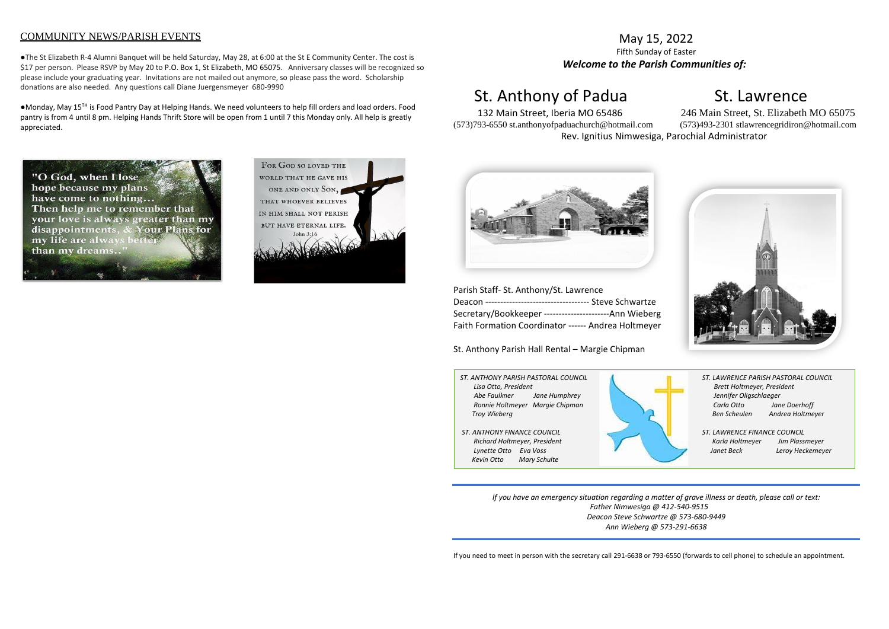## COMMUNITY NEWS/PARISH EVENTS

●The St Elizabeth R-4 Alumni Banquet will be held Saturday, May 28, at 6:00 at the St E Community Center. The cost is $17 per person. Please RSVP by May 20 to P.O. Box 1, St Elizabeth, MO 65075. Anniversary classes will be recognized so please include your graduating year. Invitations are not mailed out anymore, so please pass the word. Scholarship donations are also needed. Any questions call Diane Juergensmeyer 680-9990

●Monday, May 15[TH] is Food Pantry Day at Helping Hands. We need volunteers to help fill orders and load orders. Food pantry is from 4 until 8 pm. Helping Hands Thrift Store will be open from 1 until 7 this Monday only. All help is greatly appreciated.

"O God, when I lose hope because my plans have come to nothing... Then help me to remember that your love is always greater than my disappointments, & Your Plans for my life are always better than my dreams.."

FOR GOD SO LOVED THE WORLD THAT HE GAVE HIS ONE AND ONLY SON, THAT WHOEVER BELIEVES IN HIM SHALL NOT PERISH BUT HAVE ETERNAL LIFE. John 3:16

May 15, 2022

Fifth Sunday of Easter

***Welcome to the Parish Communities of:***

# St. Anthony of Padua

132 Main Street, Iberia MO 65486

(573)793-6550 st.anthonyofpaduachurch@hotmail.com

# St. Lawrence

246 Main Street, St. Elizabeth MO 65075

(573)493-2301 stlawrencegridiron@hotmail.com

Rev. Ignitius Nimwesiga, Parochial Administrator

Parish Staff- St. Anthony/St. Lawrence

Deacon ---------------------------------- Steve Schwartze

Secretary/Bookkeeper ----------------------Ann Wieberg

Faith Formation Coordinator ------ Andrea Holtmeyer

St. Anthony Parish Hall Rental – Margie Chipman

*ST. ANTHONY PARISH PASTORAL COUNCIL*
*Lisa Otto, President*
*Abe Faulkner Jane Humphrey*
*Ronnie Holtmeyer Margie Chipman*
*Troy Wieberg*

*ST. ANTHONY FINANCE COUNCIL*
*Richard Holtmeyer, President*
*Lynette Otto Eva Voss*
*Kevin Otto Mary Schulte*

*ST. LAWRENCE PARISH PASTORAL COUNCIL*
*Brett Holtmeyer, President*
*Jennifer Oligschlaeger*
*Carla Otto Jane Doerhoff*
*Ben Scheulen Andrea Holtmeyer*

*ST. LAWRENCE FINANCE COUNCIL*
*Karla Holtmeyer Jim Plassmeyer*
*Janet Beck Leroy Heckemeyer*

*If you have an emergency situation regarding a matter of grave illness or death, please call or text:*
*Father Nimwesiga @ 412-540-9515*
*Deacon Steve Schwartze @ 573-680-9449*
*Ann Wieberg @ 573-291-6638*

If you need to meet in person with the secretary call 291-6638 or 793-6550 (forwards to cell phone) to schedule an appointment.